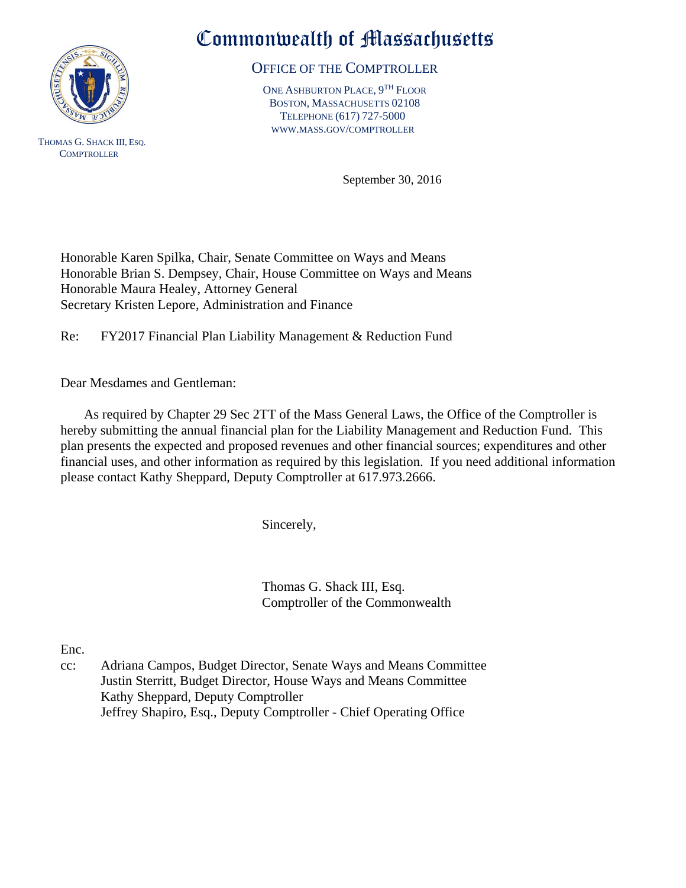# Commonwealth of Massachusetts

## OFFICE OF THE COMPTROLLER

ONE ASHBURTON PLACE, 9TH FLOOR
BOSTON, MASSACHUSETTS 02108
TELEPHONE (617) 727-5000
WWW.MASS.GOV/COMPTROLLER

THOMAS G. SHACK III, ESQ.
COMPTROLLER

September 30, 2016

Honorable Karen Spilka, Chair, Senate Committee on Ways and Means
Honorable Brian S. Dempsey, Chair, House Committee on Ways and Means
Honorable Maura Healey, Attorney General
Secretary Kristen Lepore, Administration and Finance

Re: FY2017 Financial Plan Liability Management & Reduction Fund

Dear Mesdames and Gentleman:

As required by Chapter 29 Sec 2TT of the Mass General Laws, the Office of the Comptroller is hereby submitting the annual financial plan for the Liability Management and Reduction Fund. This plan presents the expected and proposed revenues and other financial sources; expenditures and other financial uses, and other information as required by this legislation. If you need additional information please contact Kathy Sheppard, Deputy Comptroller at 617.973.2666.

Sincerely,

Thomas G. Shack III, Esq.
Comptroller of the Commonwealth

Enc.

cc: Adriana Campos, Budget Director, Senate Ways and Means Committee
Justin Sterritt, Budget Director, House Ways and Means Committee
Kathy Sheppard, Deputy Comptroller
Jeffrey Shapiro, Esq., Deputy Comptroller - Chief Operating Office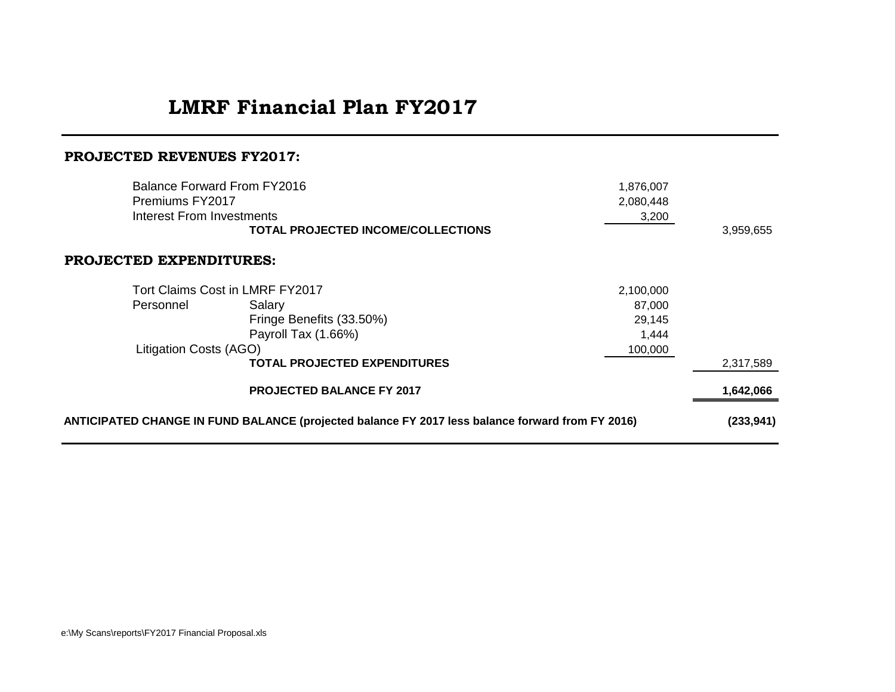# LMRF Financial Plan FY2017

## PROJECTED REVENUES FY2017:

| | | | |
|---|---|---|---|
| Balance Forward From FY2016 | | 1,876,007 | |
| Premiums FY2017 | | 2,080,448 | |
| Interest From Investments | | 3,200 | |
| | **TOTAL PROJECTED INCOME/COLLECTIONS** | | 3,959,655 |

## PROJECTED EXPENDITURES:

| | | | |
|---|---|---|---|
| Tort Claims Cost in LMRF FY2017 | | 2,100,000 | |
| Personnel | Salary | 87,000 | |
| | Fringe Benefits (33.50%) | 29,145 | |
| | Payroll Tax (1.66%) | 1,444 | |
| Litigation Costs (AGO) | | 100,000 | |
| | **TOTAL PROJECTED EXPENDITURES** | | 2,317,589 |
| | **PROJECTED BALANCE FY 2017** | | **1,642,066** |

**ANTICIPATED CHANGE IN FUND BALANCE (projected balance FY 2017 less balance forward from FY 2016)** **(233,941)**

e:\My Scans\reports\FY2017 Financial Proposal.xls